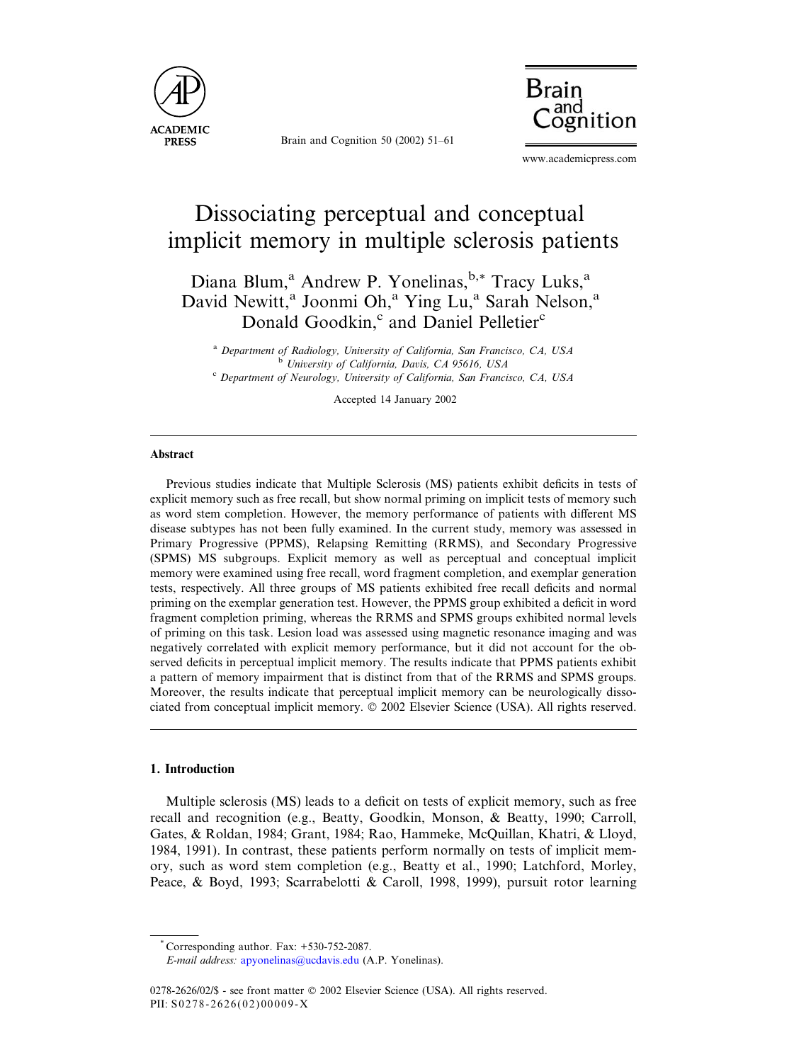# Dissociating perceptual and conceptual implicit memory in multiple sclerosis patients

Diana Blum,[a] Andrew P. Yonelinas,[b,*] Tracy Luks,[a] David Newitt,[a] Joonmi Oh,[a] Ying Lu,[a] Sarah Nelson,[a] Donald Goodkin,[c] and Daniel Pelletier[c]

[a] *Department of Radiology, University of California, San Francisco, CA, USA*
[b] *University of California, Davis, CA 95616, USA*
[c] *Department of Neurology, University of California, San Francisco, CA, USA*

Accepted 14 January 2002

## Abstract

Previous studies indicate that Multiple Sclerosis (MS) patients exhibit deficits in tests of explicit memory such as free recall, but show normal priming on implicit tests of memory such as word stem completion. However, the memory performance of patients with different MS disease subtypes has not been fully examined. In the current study, memory was assessed in Primary Progressive (PPMS), Relapsing Remitting (RRMS), and Secondary Progressive (SPMS) MS subgroups. Explicit memory as well as perceptual and conceptual implicit memory were examined using free recall, word fragment completion, and exemplar generation tests, respectively. All three groups of MS patients exhibited free recall deficits and normal priming on the exemplar generation test. However, the PPMS group exhibited a deficit in word fragment completion priming, whereas the RRMS and SPMS groups exhibited normal levels of priming on this task. Lesion load was assessed using magnetic resonance imaging and was negatively correlated with explicit memory performance, but it did not account for the observed deficits in perceptual implicit memory. The results indicate that PPMS patients exhibit a pattern of memory impairment that is distinct from that of the RRMS and SPMS groups. Moreover, the results indicate that perceptual implicit memory can be neurologically dissociated from conceptual implicit memory. © 2002 Elsevier Science (USA). All rights reserved.

## 1. Introduction

Multiple sclerosis (MS) leads to a deficit on tests of explicit memory, such as free recall and recognition (e.g., Beatty, Goodkin, Monson, & Beatty, 1990; Carroll, Gates, & Roldan, 1984; Grant, 1984; Rao, Hammeke, McQuillan, Khatri, & Lloyd, 1984, 1991). In contrast, these patients perform normally on tests of implicit memory, such as word stem completion (e.g., Beatty et al., 1990; Latchford, Morley, Peace, & Boyd, 1993; Scarrabelotti & Caroll, 1998, 1999), pursuit rotor learning

---

* Corresponding author. Fax: +530-752-2087.
*E-mail address:* apyonelinas@ucdavis.edu (A.P. Yonelinas).

0278-2626/02/$ - see front matter © 2002 Elsevier Science (USA). All rights reserved.
PII: S0278-2626(02)00009-X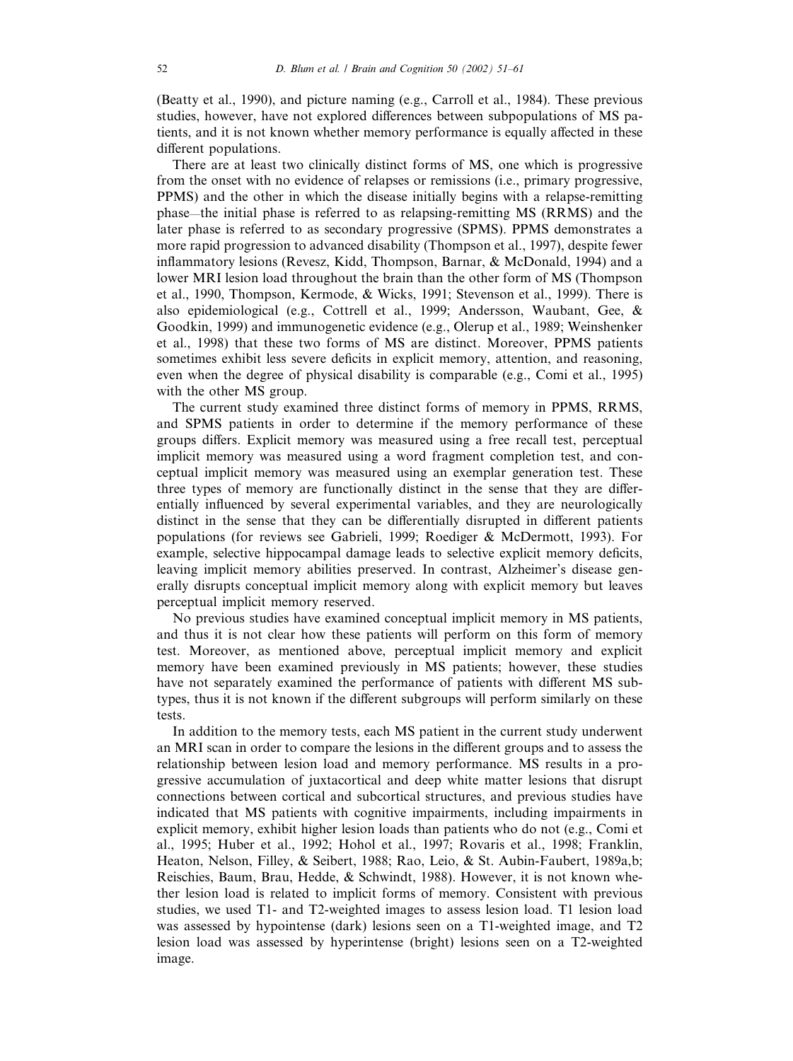(Beatty et al., 1990), and picture naming (e.g., Carroll et al., 1984). These previous studies, however, have not explored differences between subpopulations of MS patients, and it is not known whether memory performance is equally affected in these different populations.

There are at least two clinically distinct forms of MS, one which is progressive from the onset with no evidence of relapses or remissions (i.e., primary progressive, PPMS) and the other in which the disease initially begins with a relapse-remitting phase—the initial phase is referred to as relapsing-remitting MS (RRMS) and the later phase is referred to as secondary progressive (SPMS). PPMS demonstrates a more rapid progression to advanced disability (Thompson et al., 1997), despite fewer inflammatory lesions (Revesz, Kidd, Thompson, Barnar, & McDonald, 1994) and a lower MRI lesion load throughout the brain than the other form of MS (Thompson et al., 1990, Thompson, Kermode, & Wicks, 1991; Stevenson et al., 1999). There is also epidemiological (e.g., Cottrell et al., 1999; Andersson, Waubant, Gee, & Goodkin, 1999) and immunogenetic evidence (e.g., Olerup et al., 1989; Weinshenker et al., 1998) that these two forms of MS are distinct. Moreover, PPMS patients sometimes exhibit less severe deficits in explicit memory, attention, and reasoning, even when the degree of physical disability is comparable (e.g., Comi et al., 1995) with the other MS group.

The current study examined three distinct forms of memory in PPMS, RRMS, and SPMS patients in order to determine if the memory performance of these groups differs. Explicit memory was measured using a free recall test, perceptual implicit memory was measured using a word fragment completion test, and conceptual implicit memory was measured using an exemplar generation test. These three types of memory are functionally distinct in the sense that they are differentially influenced by several experimental variables, and they are neurologically distinct in the sense that they can be differentially disrupted in different patients populations (for reviews see Gabrieli, 1999; Roediger & McDermott, 1993). For example, selective hippocampal damage leads to selective explicit memory deficits, leaving implicit memory abilities preserved. In contrast, Alzheimer's disease generally disrupts conceptual implicit memory along with explicit memory but leaves perceptual implicit memory reserved.

No previous studies have examined conceptual implicit memory in MS patients, and thus it is not clear how these patients will perform on this form of memory test. Moreover, as mentioned above, perceptual implicit memory and explicit memory have been examined previously in MS patients; however, these studies have not separately examined the performance of patients with different MS subtypes, thus it is not known if the different subgroups will perform similarly on these tests.

In addition to the memory tests, each MS patient in the current study underwent an MRI scan in order to compare the lesions in the different groups and to assess the relationship between lesion load and memory performance. MS results in a progressive accumulation of juxtacortical and deep white matter lesions that disrupt connections between cortical and subcortical structures, and previous studies have indicated that MS patients with cognitive impairments, including impairments in explicit memory, exhibit higher lesion loads than patients who do not (e.g., Comi et al., 1995; Huber et al., 1992; Hohol et al., 1997; Rovaris et al., 1998; Franklin, Heaton, Nelson, Filley, & Seibert, 1988; Rao, Leio, & St. Aubin-Faubert, 1989a,b; Reischies, Baum, Brau, Hedde, & Schwindt, 1988). However, it is not known whether lesion load is related to implicit forms of memory. Consistent with previous studies, we used T1- and T2-weighted images to assess lesion load. T1 lesion load was assessed by hypointense (dark) lesions seen on a T1-weighted image, and T2 lesion load was assessed by hyperintense (bright) lesions seen on a T2-weighted image.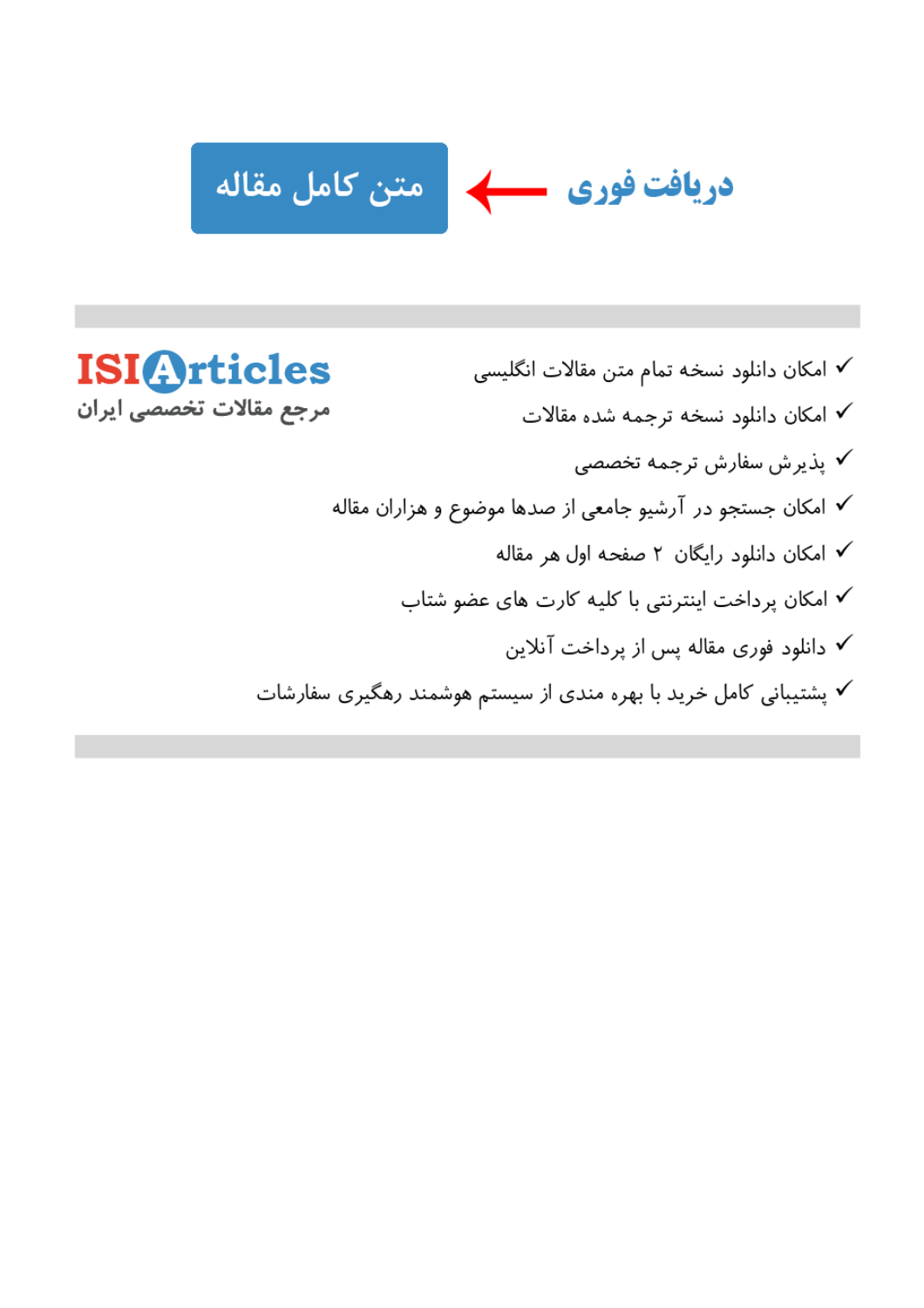دریافت فوری ← **متن کامل مقاله**

**ISIArticles**
مرجع مقالات تخصصی ایران

- ✓ امکان دانلود نسخه تمام متن مقالات انگلیسی
- ✓ امکان دانلود نسخه ترجمه شده مقالات
- ✓ پذیرش سفارش ترجمه تخصصی
- ✓ امکان جستجو در آرشیو جامعی از صدها موضوع و هزاران مقاله
- ✓ امکان دانلود رایگان ۲ صفحه اول هر مقاله
- ✓ امکان پرداخت اینترنتی با کلیه کارت های عضو شتاب
- ✓ دانلود فوری مقاله پس از پرداخت آنلاین
- ✓ پشتیبانی کامل خرید با بهره مندی از سیستم هوشمند رهگیری سفارشات